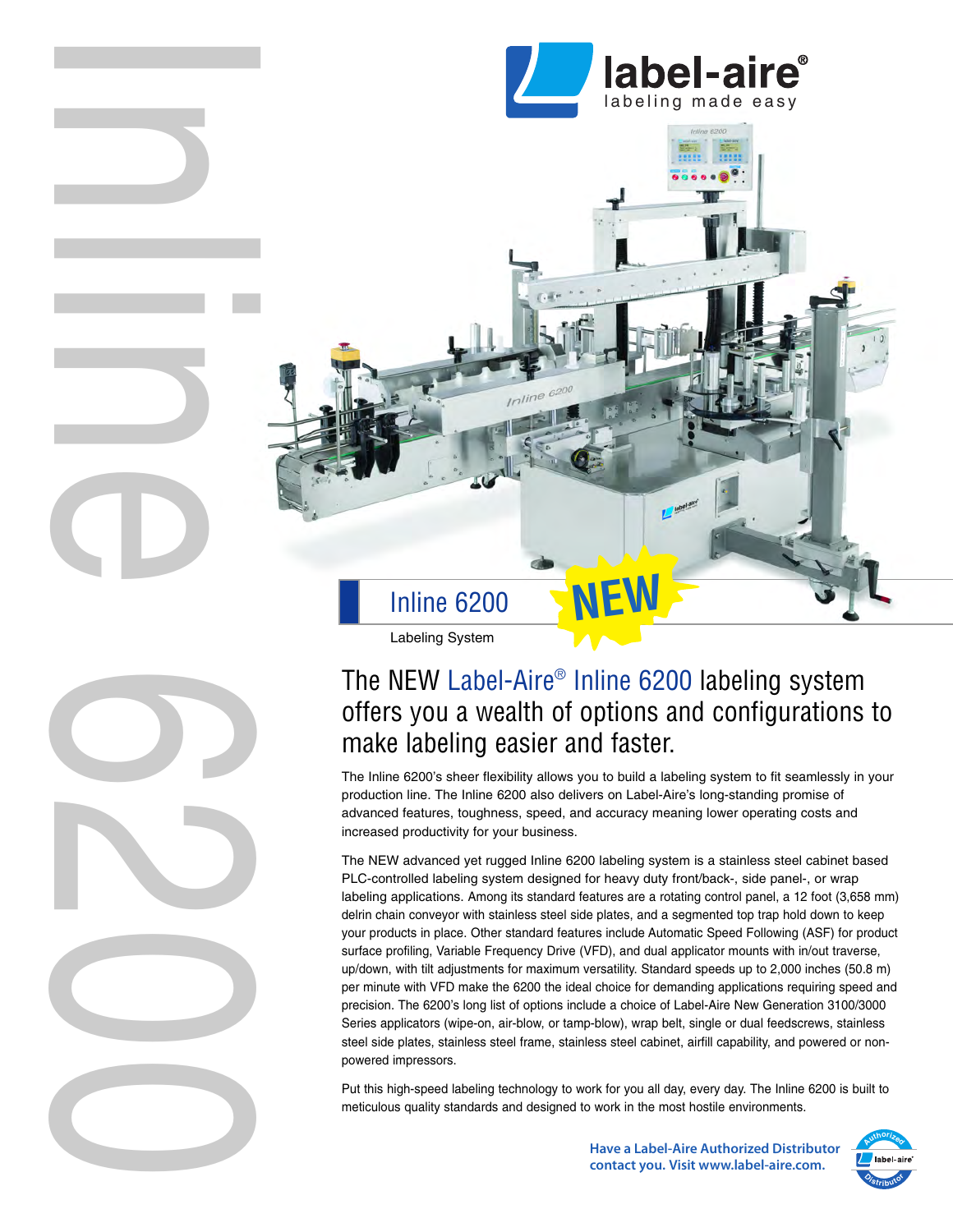label-aire®
labeling made easy

# Inline 6200 NEW

Labeling System

## The NEW Label-Aire® Inline 6200 labeling system offers you a wealth of options and configurations to make labeling easier and faster.

The Inline 6200's sheer flexibility allows you to build a labeling system to fit seamlessly in your production line. The Inline 6200 also delivers on Label-Aire's long-standing promise of advanced features, toughness, speed, and accuracy meaning lower operating costs and increased productivity for your business.

The NEW advanced yet rugged Inline 6200 labeling system is a stainless steel cabinet based PLC-controlled labeling system designed for heavy duty front/back-, side panel-, or wrap labeling applications. Among its standard features are a rotating control panel, a 12 foot (3,658 mm) delrin chain conveyor with stainless steel side plates, and a segmented top trap hold down to keep your products in place. Other standard features include Automatic Speed Following (ASF) for product surface profiling, Variable Frequency Drive (VFD), and dual applicator mounts with in/out traverse, up/down, with tilt adjustments for maximum versatility. Standard speeds up to 2,000 inches (50.8 m) per minute with VFD make the 6200 the ideal choice for demanding applications requiring speed and precision. The 6200's long list of options include a choice of Label-Aire New Generation 3100/3000 Series applicators (wipe-on, air-blow, or tamp-blow), wrap belt, single or dual feedscrews, stainless steel side plates, stainless steel frame, stainless steel cabinet, airfill capability, and powered or non-powered impressors.

Put this high-speed labeling technology to work for you all day, every day. The Inline 6200 is built to meticulous quality standards and designed to work in the most hostile environments.

**Have a Label-Aire Authorized Distributor contact you. Visit www.label-aire.com.**

Authorized label-aire Distributor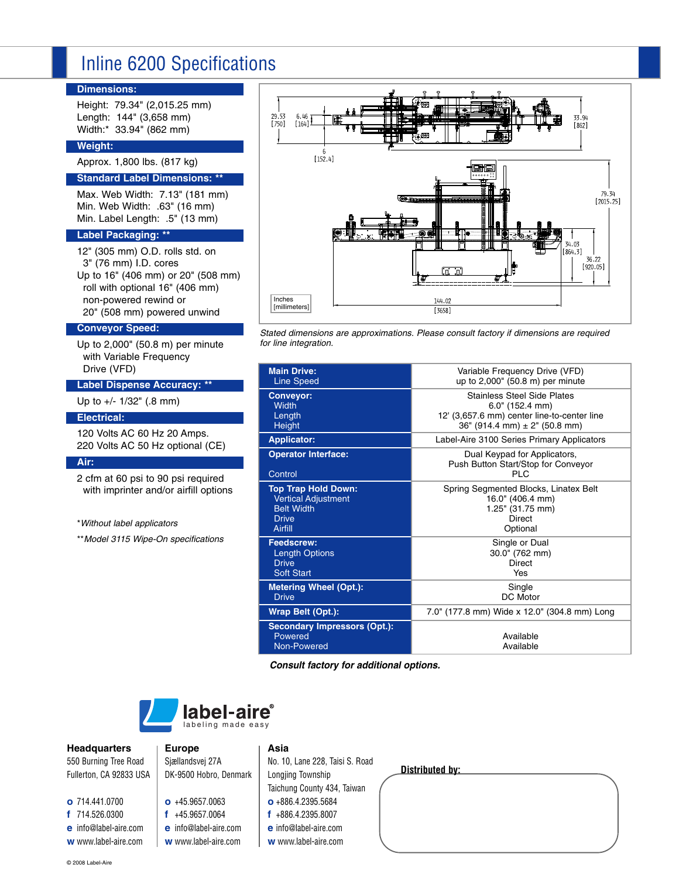# Inline 6200 Specifications

## Dimensions:

Height: 79.34" (2,015.25 mm)
Length: 144" (3,658 mm)
Width:* 33.94" (862 mm)

## Weight:

Approx. 1,800 lbs. (817 kg)

## Standard Label Dimensions: **

Max. Web Width: 7.13" (181 mm)
Min. Web Width: .63" (16 mm)
Min. Label Length: .5" (13 mm)

## Label Packaging: **

12" (305 mm) O.D. rolls std. on 3" (76 mm) I.D. cores
Up to 16" (406 mm) or 20" (508 mm) roll with optional 16" (406 mm) non-powered rewind or 20" (508 mm) powered unwind

## Conveyor Speed:

Up to 2,000" (50.8 m) per minute with Variable Frequency Drive (VFD)

## Label Dispense Accuracy: **

Up to +/- 1/32" (.8 mm)

## Electrical:

120 Volts AC 60 Hz 20 Amps.
220 Volts AC 50 Hz optional (CE)

## Air:

2 cfm at 60 psi to 90 psi required with imprinter and/or airfill options

*Without label applicators

***Model 3115 Wipe-On specifications*

29.53
[750]
6.46
[164]
6
[152.4]
33.94
[862]
79.34
[2015.25]
34.03
[864.3]
36.22
[920.05]
144.02
[3658]
Inches
[millimeters]

*Stated dimensions are approximations. Please consult factory if dimensions are required for line integration.*

| | |
|---|---|
| **Main Drive:**<br>Line Speed | Variable Frequency Drive (VFD)<br>up to 2,000" (50.8 m) per minute |
| **Conveyor:**<br>Width<br>Length<br>Height | Stainless Steel Side Plates<br>6.0" (152.4 mm)<br>12' (3,657.6 mm) center line-to-center line<br>36" (914.4 mm) ± 2" (50.8 mm) |
| **Applicator:** | Label-Aire 3100 Series Primary Applicators |
| **Operator Interface:**<br>Control | Dual Keypad for Applicators,<br>Push Button Start/Stop for Conveyor<br>PLC |
| **Top Trap Hold Down:**<br>Vertical Adjustment<br>Belt Width<br>Drive<br>Airfill | Spring Segmented Blocks, Linatex Belt<br>16.0" (406.4 mm)<br>1.25" (31.75 mm)<br>Direct<br>Optional |
| **Feedscrew:**<br>Length Options<br>Drive<br>Soft Start | Single or Dual<br>30.0" (762 mm)<br>Direct<br>Yes |
| **Metering Wheel (Opt.):**<br>Drive | Single<br>DC Motor |
| **Wrap Belt (Opt.):** | 7.0" (177.8 mm) Wide x 12.0" (304.8 mm) Long |
| **Secondary Impressors (Opt.):**<br>Powered<br>Non-Powered | <br>Available<br>Available |

***Consult factory for additional options.***

label-aire®
labeling made easy

**Headquarters**
550 Burning Tree Road
Fullerton, CA 92833 USA

**o** 714.441.0700
**f** 714.526.0300
**e** info@label-aire.com
**w** www.label-aire.com

**Europe**
Sjællandsvej 27A
DK-9500 Hobro, Denmark

**o** +45.9657.0063
**f** +45.9657.0064
**e** info@label-aire.com
**w** www.label-aire.com

**Asia**
No. 10, Lane 228, Taisi S. Road
Longjing Township
Taichung County 434, Taiwan

**o** +886.4.2395.5684
**f** +886.4.2395.8007
**e** info@label-aire.com
**w** www.label-aire.com

**Distributed by:**

© 2008 Label-Aire